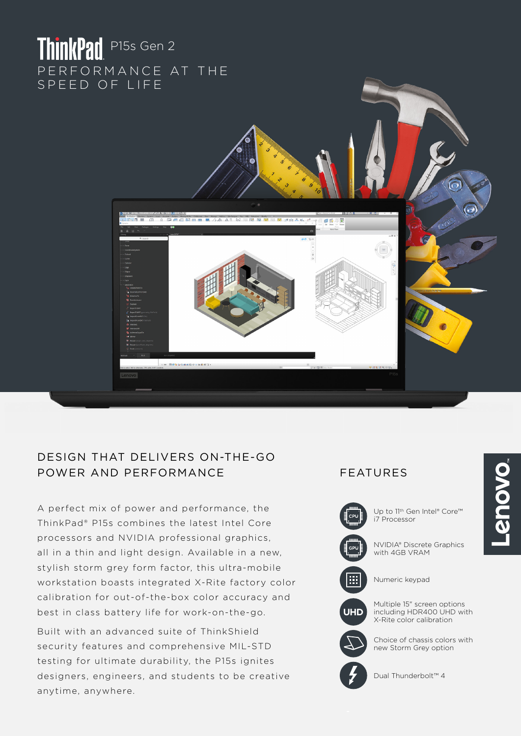# ThinkPad P15s Gen 2

## PERFORMANCE AT THE SPEED OF LIFE

## DESIGN THAT DELIVERS ON-THE-GO POWER AND PERFORMANCE

A perfect mix of power and performance, the ThinkPad® P15s combines the latest Intel Core processors and NVIDIA professional graphics, all in a thin and light design. Available in a new, stylish storm grey form factor, this ultra-mobile workstation boasts integrated X-Rite factory color calibration for out-of-the-box color accuracy and best in class battery life for work-on-the-go.

Built with an advanced suite of ThinkShield security features and comprehensive MIL-STD testing for ultimate durability, the P15s ignites designers, engineers, and students to be creative anytime, anywhere.

## FEATURES

- Up to 11th Gen Intel® Core™ i7 Processor
- NVIDIA® Discrete Graphics with 4GB VRAM
- Numeric keypad
- Multiple 15" screen options including HDR400 UHD with X-Rite color calibration
- Choice of chassis colors with new Storm Grey option
- Dual Thunderbolt™ 4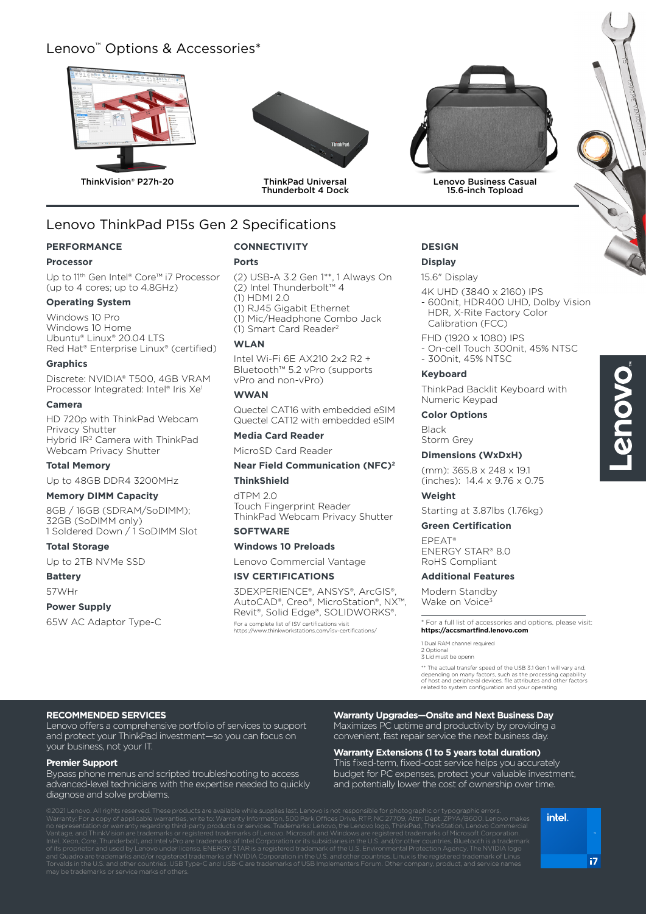## Lenovo™ Options & Accessories*

ThinkVision® P27h-20

ThinkPad Universal Thunderbolt 4 Dock

Lenovo Business Casual 15.6-inch Topload

## Lenovo ThinkPad P15s Gen 2 Specifications

### PERFORMANCE

**Processor**

Up to 11th Gen Intel® Core™ i7 Processor (up to 4 cores; up to 4.8GHz)

**Operating System**

Windows 10 Pro
Windows 10 Home
Ubuntu® Linux® 20.04 LTS
Red Hat® Enterprise Linux® (certified)

**Graphics**

Discrete: NVIDIA® T500, 4GB VRAM
Processor Integrated: Intel® Iris Xe[1]

**Camera**

HD 720p with ThinkPad Webcam Privacy Shutter
Hybrid IR[2] Camera with ThinkPad Webcam Privacy Shutter

**Total Memory**

Up to 48GB DDR4 3200MHz

**Memory DIMM Capacity**

8GB / 16GB (SDRAM/SoDIMM);
32GB (SoDIMM only)
1 Soldered Down / 1 SoDIMM Slot

**Total Storage**

Up to 2TB NVMe SSD

**Battery**

57WHr

**Power Supply**

65W AC Adaptor Type-C

### CONNECTIVITY

**Ports**

(2) USB-A 3.2 Gen 1**, 1 Always On
(2) Intel Thunderbolt™ 4
(1) HDMI 2.0
(1) RJ45 Gigabit Ethernet
(1) Mic/Headphone Combo Jack
(1) Smart Card Reader[2]

**WLAN**

Intel Wi-Fi 6E AX210 2x2 R2 + Bluetooth™ 5.2 vPro (supports vPro and non-vPro)

**WWAN**

Quectel CAT16 with embedded eSIM
Quectel CAT12 with embedded eSIM

**Media Card Reader**

MicroSD Card Reader

**Near Field Communication (NFC)[2]**

**ThinkShield**

dTPM 2.0
Touch Fingerprint Reader
ThinkPad Webcam Privacy Shutter

### SOFTWARE

**Windows 10 Preloads**

Lenovo Commercial Vantage

### ISV CERTIFICATIONS

3DEXPERIENCE®, ANSYS®, ArcGIS®, AutoCAD®, Creo®, MicroStation®, NX™, Revit®, Solid Edge®, SOLIDWORKS®.

For a complete list of ISV certifications visit https://www.thinkworkstations.com/isv-certifications/

### DESIGN

**Display**

15.6" Display

4K UHD (3840 x 2160) IPS
- 600nit, HDR400 UHD, Dolby Vision HDR, X-Rite Factory Color Calibration (FCC)

FHD (1920 x 1080) IPS
- On-cell Touch 300nit, 45% NTSC
- 300nit, 45% NTSC

**Keyboard**

ThinkPad Backlit Keyboard with Numeric Keypad

**Color Options**

Black
Storm Grey

**Dimensions (WxDxH)**

(mm): 365.8 x 248 x 19.1
(inches): 14.4 x 9.76 x 0.75

**Weight**

Starting at 3.87lbs (1.76kg)

**Green Certification**

EPEAT®
ENERGY STAR® 8.0
RoHS Compliant

**Additional Features**

Modern Standby
Wake on Voice[3]

* For a full list of accessories and options, please visit: **https://accsmartfind.lenovo.com**

1 Dual RAM channel required
2 Optional
3 Lid must be openn

** The actual transfer speed of the USB 3.1 Gen 1 will vary and, depending on many factors, such as the processing capability of host and peripheral devices, file attributes and other factors related to system configuration and your operating

### RECOMMENDED SERVICES

Lenovo offers a comprehensive portfolio of services to support and protect your ThinkPad investment—so you can focus on your business, not your IT.

**Premier Support**

Bypass phone menus and scripted troubleshooting to access advanced-level technicians with the expertise needed to quickly diagnose and solve problems.

**Warranty Upgrades—Onsite and Next Business Day**

Maximizes PC uptime and productivity by providing a convenient, fast repair service the next business day.

**Warranty Extensions (1 to 5 years total duration)**

This fixed-term, fixed-cost service helps you accurately budget for PC expenses, protect your valuable investment, and potentially lower the cost of ownership over time.

©2021 Lenovo. All rights reserved. These products are available while supplies last. Lenovo is not responsible for photographic or typographic errors. Warranty: For a copy of applicable warranties, write to: Warranty Information, 500 Park Offices Drive, RTP, NC 27709, Attn: Dept. ZPYA/B600. Lenovo makes no representation or warranty regarding third-party products or services. Trademarks: Lenovo, the Lenovo logo, ThinkPad, ThinkStation, Lenovo Commercial Vantage, and ThinkVision are trademarks or registered trademarks of Lenovo. Microsoft and Windows are registered trademarks of Microsoft Corporation. Intel, Xeon, Core, Thunderbolt, and Intel vPro are trademarks of Intel Corporation or its subsidiaries in the U.S. and/or other countries. Bluetooth is a trademark of its proprietor and used by Lenovo under license. ENERGY STAR is a registered trademark of the U.S. Environmental Protection Agency. The NVIDIA logo and Quadro are trademarks and/or registered trademarks of NVIDIA Corporation in the U.S. and other countries. Linux is the registered trademark of Linus Torvalds in the U.S. and other countries. USB Type-C and USB-C are trademarks of USB Implementers Forum. Other company, product, and service names may be trademarks or service marks of others.